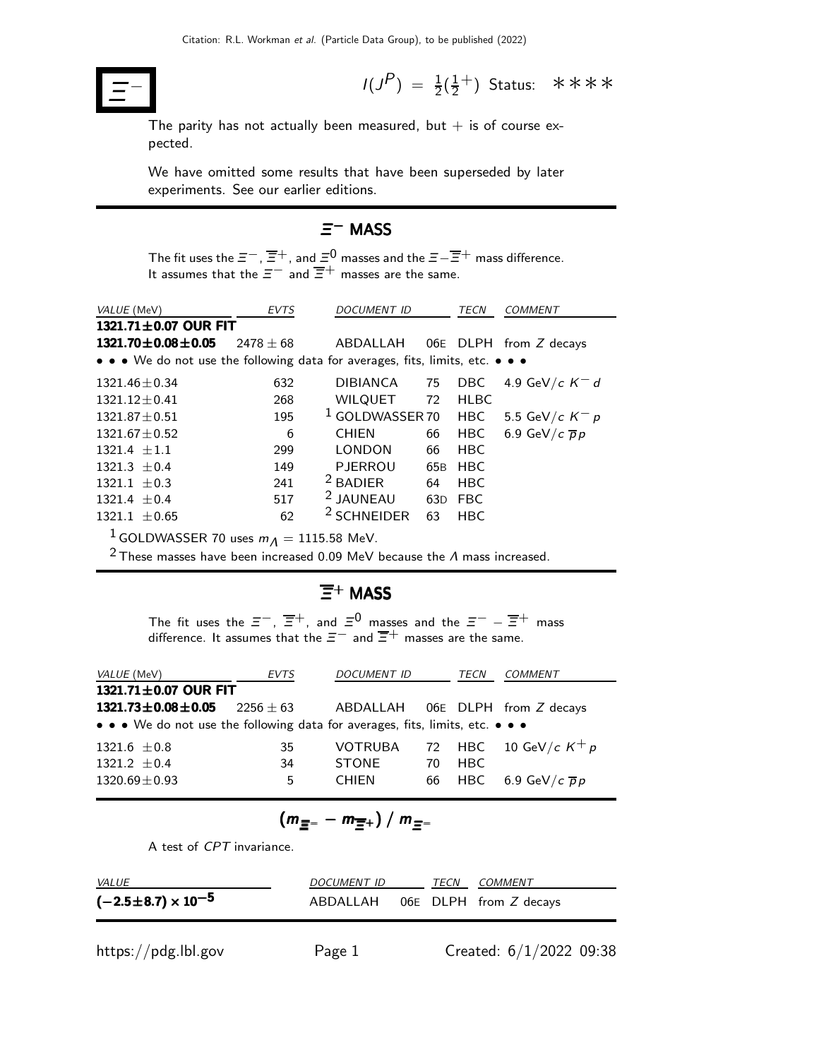Citation: R.L. Workman *et al.* (Particle Data Group), to be published (2022)

# $\Xi^-$

$I(J^P) = \frac{1}{2}(\frac{1}{2}^+)$ Status: ∗∗∗∗

The parity has not actually been measured, but + is of course expected.

We have omitted some results that have been superseded by later experiments. See our earlier editions.

## $\Xi^-$ MASS

The fit uses the $\Xi^-$, $\overline{\Xi}^+$, and $\Xi^0$ masses and the $\Xi^- - \overline{\Xi}^+$ mass difference. It assumes that the $\Xi^-$ and $\overline{\Xi}^+$ masses are the same.

| *VALUE* (MeV) | *EVTS* | *DOCUMENT ID* | | *TECN* | *COMMENT* |
|---|---|---|---|---|---|
| **1321.71±0.07 OUR FIT** | | | | | |
| **1321.70±0.08±0.05** | 2478 ± 68 | ABDALLAH | 06E | DLPH | from $Z$ decays |
| • • • We do not use the following data for averages, fits, limits, etc. • • • | | | | | |
| 1321.46±0.34 | 632 | DIBIANCA | 75 | DBC | 4.9 GeV/$c$ $K^- d$ |
| 1321.12±0.41 | 268 | WILQUET | 72 | HLBC | |
| 1321.87±0.51 | 195 | [1] GOLDWASSER | 70 | HBC | 5.5 GeV/$c$ $K^- p$ |
| 1321.67±0.52 | 6 | CHIEN | 66 | HBC | 6.9 GeV/$c$ $\overline{p}p$ |
| 1321.4 ±1.1 | 299 | LONDON | 66 | HBC | |
| 1321.3 ±0.4 | 149 | PJERROU | 65B | HBC | |
| 1321.1 ±0.3 | 241 | [2] BADIER | 64 | HBC | |
| 1321.4 ±0.4 | 517 | [2] JAUNEAU | 63D | FBC | |
| 1321.1 ±0.65 | 62 | [2] SCHNEIDER | 63 | HBC | |

[1] GOLDWASSER 70 uses $m_\Lambda$ = 1115.58 MeV.

[2] These masses have been increased 0.09 MeV because the $\Lambda$ mass increased.

## $\overline{\Xi}^+$ MASS

The fit uses the $\Xi^-$, $\overline{\Xi}^+$, and $\Xi^0$ masses and the $\Xi^- - \overline{\Xi}^+$ mass difference. It assumes that the $\Xi^-$ and $\overline{\Xi}^+$ masses are the same.

| *VALUE* (MeV) | *EVTS* | *DOCUMENT ID* | | *TECN* | *COMMENT* |
|---|---|---|---|---|---|
| **1321.71±0.07 OUR FIT** | | | | | |
| **1321.73±0.08±0.05** | 2256 ± 63 | ABDALLAH | 06E | DLPH | from $Z$ decays |
| • • • We do not use the following data for averages, fits, limits, etc. • • • | | | | | |
| 1321.6 ±0.8 | 35 | VOTRUBA | 72 | HBC | 10 GeV/$c$ $K^+ p$ |
| 1321.2 ±0.4 | 34 | STONE | 70 | HBC | |
| 1320.69±0.93 | 5 | CHIEN | 66 | HBC | 6.9 GeV/$c$ $\overline{p}p$ |

## $(m_{\Xi^-} - m_{\overline{\Xi}^+}) / m_{\Xi^-}$

A test of *CPT* invariance.

| *VALUE* | *DOCUMENT ID* | | *TECN* | *COMMENT* |
|---|---|---|---|---|
| $\mathbf{(-2.5\pm8.7)\times10^{-5}}$ | ABDALLAH | 06E | DLPH | from $Z$ decays |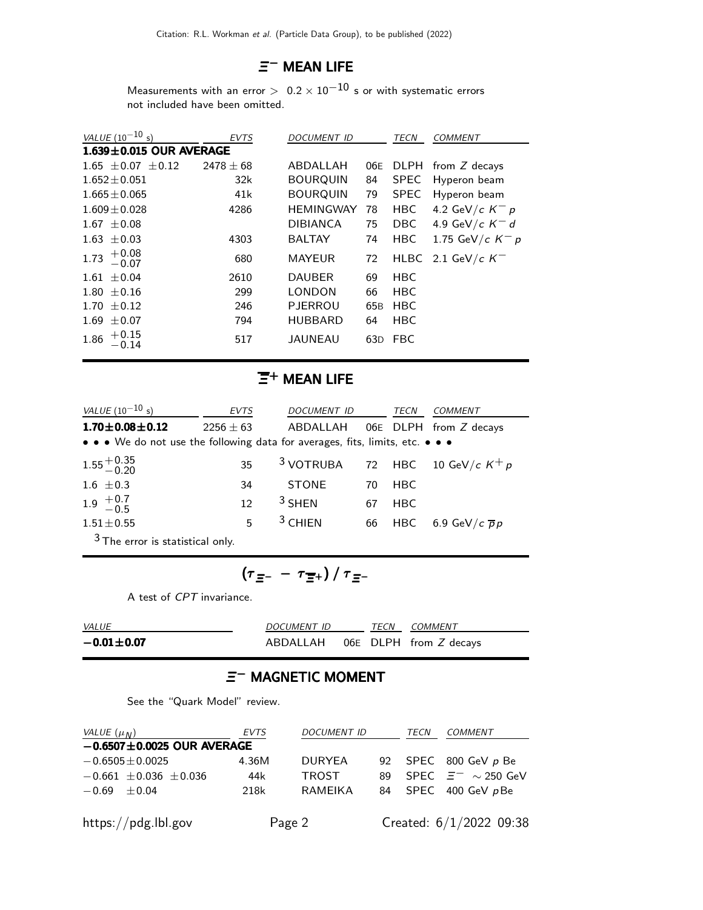## $\Xi^-$ MEAN LIFE

Measurements with an error $> 0.2 \times 10^{-10}$ s or with systematic errors not included have been omitted.

| VALUE ($10^{-10}$ s) | EVTS | DOCUMENT ID | | TECN | COMMENT |
|---|---|---|---|---|---|
| **1.639±0.015 OUR AVERAGE** | | | | | |
| 1.65 ±0.07 ±0.12 | 2478 ± 68 | ABDALLAH | 06E | DLPH | from $Z$ decays |
| 1.652±0.051 | 32k | BOURQUIN | 84 | SPEC | Hyperon beam |
| 1.665±0.065 | 41k | BOURQUIN | 79 | SPEC | Hyperon beam |
| 1.609±0.028 | 4286 | HEMINGWAY | 78 | HBC | 4.2 GeV/$c$ $K^-$ $p$ |
| 1.67 ±0.08 | | DIBIANCA | 75 | DBC | 4.9 GeV/$c$ $K^-$ $d$ |
| 1.63 ±0.03 | 4303 | BALTAY | 74 | HBC | 1.75 GeV/$c$ $K^-$ $p$ |
| 1.73 $^{+0.08}_{-0.07}$ | 680 | MAYEUR | 72 | HLBC | 2.1 GeV/$c$ $K^-$ |
| 1.61 ±0.04 | 2610 | DAUBER | 69 | HBC | |
| 1.80 ±0.16 | 299 | LONDON | 66 | HBC | |
| 1.70 ±0.12 | 246 | PJERROU | 65B | HBC | |
| 1.69 ±0.07 | 794 | HUBBARD | 64 | HBC | |
| 1.86 $^{+0.15}_{-0.14}$ | 517 | JAUNEAU | 63D | FBC | |

## $\overline{\Xi}^+$ MEAN LIFE

| VALUE ($10^{-10}$ s) | EVTS | DOCUMENT ID | | TECN | COMMENT |
|---|---|---|---|---|---|
| **1.70±0.08±0.12** | 2256 ± 63 | ABDALLAH | 06E | DLPH | from $Z$ decays |
| • • • We do not use the following data for averages, fits, limits, etc. • • • | | | | | |
| 1.55 $^{+0.35}_{-0.20}$ | 35 | [3] VOTRUBA | 72 | HBC | 10 GeV/$c$ $K^+$ $p$ |
| 1.6 ±0.3 | 34 | STONE | 70 | HBC | |
| 1.9 $^{+0.7}_{-0.5}$ | 12 | [3] SHEN | 67 | HBC | |
| 1.51±0.55 | 5 | [3] CHIEN | 66 | HBC | 6.9 GeV/$c$ $\overline{p}p$ |

[3] The error is statistical only.

## $(\tau_{\Xi^-} - \tau_{\overline{\Xi}^+}) / \tau_{\Xi^-}$

A test of *CPT* invariance.

| VALUE | DOCUMENT ID | | TECN | COMMENT |
|---|---|---|---|---|
| **−0.01±0.07** | ABDALLAH | 06E | DLPH | from $Z$ decays |

## $\Xi^-$ MAGNETIC MOMENT

See the "Quark Model" review.

| VALUE ($\mu_N$) | EVTS | DOCUMENT ID | | TECN | COMMENT |
|---|---|---|---|---|---|
| **−0.6507±0.0025 OUR AVERAGE** | | | | | |
| −0.6505±0.0025 | 4.36M | DURYEA | 92 | SPEC | 800 GeV $p$ Be |
| −0.661 ±0.036 ±0.036 | 44k | TROST | 89 | SPEC | $\Xi^-$ ∼ 250 GeV |
| −0.69 ±0.04 | 218k | RAMEIKA | 84 | SPEC | 400 GeV $p$Be |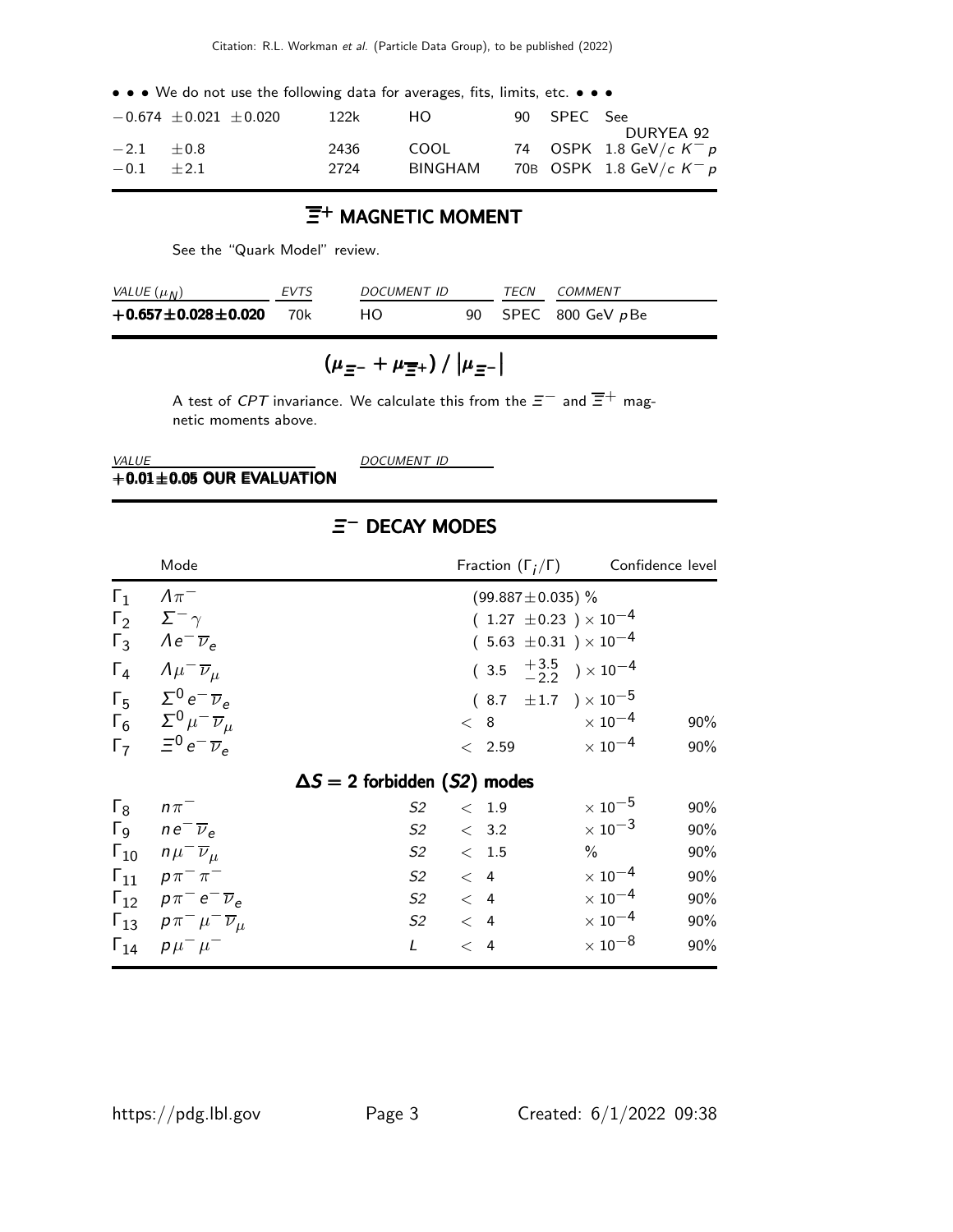• • • We do not use the following data for averages, fits, limits, etc. • • •

| | | | | | |
|---|---|---|---|---|---|
| $-0.674 \pm 0.021 \pm 0.020$ | 122k | HO | 90 | SPEC | See DURYEA 92 |
| $-2.1 \quad \pm 0.8$ | 2436 | COOL | 74 | OSPK | 1.8 GeV/$c$ $K^- p$ |
| $-0.1 \quad \pm 2.1$ | 2724 | BINGHAM | 70B | OSPK | 1.8 GeV/$c$ $K^- p$ |

## $\overline{\Xi}^+$ MAGNETIC MOMENT

See the "Quark Model" review.

| *VALUE* ($\mu_N$) | *EVTS* | *DOCUMENT ID* | | *TECN* | *COMMENT* |
|---|---|---|---|---|---|
| **$+0.657 \pm 0.028 \pm 0.020$** | 70k | HO | 90 | SPEC | 800 GeV $p$Be |

## $(\mu_{\Xi^-} + \mu_{\overline{\Xi}^+}) \,/\, |\mu_{\Xi^-}|$

A test of *CPT* invariance. We calculate this from the $\Xi^-$ and $\overline{\Xi}^+$ magnetic moments above.

| *VALUE* | *DOCUMENT ID* |
|---|---|
| **$+0.01 \pm 0.05$ OUR EVALUATION** | |

## $\Xi^-$ DECAY MODES

| | Mode | | Fraction ($\Gamma_i/\Gamma$) | Confidence level |
|---|---|---|---|---|
| $\Gamma_1$ | $\Lambda\pi^-$ | | $(99.887 \pm 0.035)$ % | |
| $\Gamma_2$ | $\Sigma^-\gamma$ | | $(1.27 \pm 0.23) \times 10^{-4}$ | |
| $\Gamma_3$ | $\Lambda e^- \overline{\nu}_e$ | | $(5.63 \pm 0.31) \times 10^{-4}$ | |
| $\Gamma_4$ | $\Lambda \mu^- \overline{\nu}_\mu$ | | $(3.5 \ {}^{+3.5}_{-2.2}) \times 10^{-4}$ | |
| $\Gamma_5$ | $\Sigma^0 e^- \overline{\nu}_e$ | | $(8.7 \pm 1.7) \times 10^{-5}$ | |
| $\Gamma_6$ | $\Sigma^0 \mu^- \overline{\nu}_\mu$ | | $< 8 \times 10^{-4}$ | 90% |
| $\Gamma_7$ | $\Xi^0 e^- \overline{\nu}_e$ | | $< 2.59 \times 10^{-4}$ | 90% |
| | **$\Delta S = 2$ forbidden (*S2*) modes** | | | |
| $\Gamma_8$ | $n\pi^-$ | *S2* | $< 1.9 \times 10^{-5}$ | 90% |
| $\Gamma_9$ | $n e^- \overline{\nu}_e$ | *S2* | $< 3.2 \times 10^{-3}$ | 90% |
| $\Gamma_{10}$ | $n \mu^- \overline{\nu}_\mu$ | *S2* | $< 1.5$ % | 90% |
| $\Gamma_{11}$ | $p\pi^-\pi^-$ | *S2* | $< 4 \times 10^{-4}$ | 90% |
| $\Gamma_{12}$ | $p\pi^- e^- \overline{\nu}_e$ | *S2* | $< 4 \times 10^{-4}$ | 90% |
| $\Gamma_{13}$ | $p\pi^- \mu^- \overline{\nu}_\mu$ | *S2* | $< 4 \times 10^{-4}$ | 90% |
| $\Gamma_{14}$ | $p\mu^-\mu^-$ | *L* | $< 4 \times 10^{-8}$ | 90% |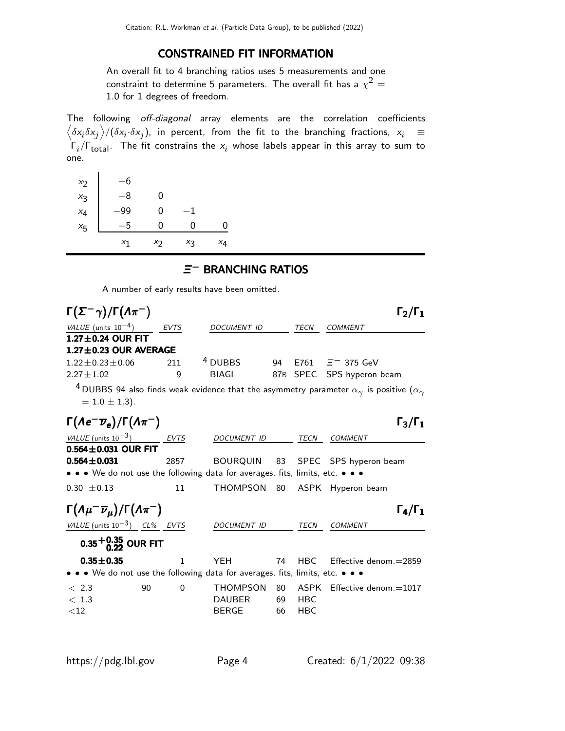## CONSTRAINED FIT INFORMATION

An overall fit to 4 branching ratios uses 5 measurements and one constraint to determine 5 parameters. The overall fit has a $\chi^2 =$ 1.0 for 1 degrees of freedom.

The following *off-diagonal* array elements are the correlation coefficients $\left\langle \delta x_i \delta x_j \right\rangle / (\delta x_i \cdot \delta x_j)$, in percent, from the fit to the branching fractions, $x_i \equiv \Gamma_i / \Gamma_{\text{total}}$. The fit constrains the $x_i$ whose labels appear in this array to sum to one.

| | | | | |
|---|---|---|---|---|
| $x_2$ | −6 | | | |
| $x_3$ | −8 | 0 | | |
| $x_4$ | −99 | 0 | −1 | |
| $x_5$ | −5 | 0 | 0 | 0 |
| | $x_1$ | $x_2$ | $x_3$ | $x_4$ |

## $\Xi^-$ BRANCHING RATIOS

A number of early results have been omitted.

### $\Gamma(\Sigma^- \gamma)/\Gamma(\Lambda \pi^-)$ — $\Gamma_2/\Gamma_1$

| VALUE (units $10^{-4}$) | EVTS | DOCUMENT ID | | TECN | COMMENT |
|---|---|---|---|---|---|
| **1.27±0.24 OUR FIT** | | | | | |
| **1.27±0.23 OUR AVERAGE** | | | | | |
| $1.22 \pm 0.23 \pm 0.06$ | 211 | [4] DUBBS | 94 | E761 | $\Xi^-$ 375 GeV |
| $2.27 \pm 1.02$ | 9 | BIAGI | 87B | SPEC | SPS hyperon beam |

[4] DUBBS 94 also finds weak evidence that the asymmetry parameter $\alpha_\gamma$ is positive ($\alpha_\gamma = 1.0 \pm 1.3$).

### $\Gamma(\Lambda e^- \overline{\nu}_e)/\Gamma(\Lambda \pi^-)$ — $\Gamma_3/\Gamma_1$

| VALUE (units $10^{-3}$) | EVTS | DOCUMENT ID | | TECN | COMMENT |
|---|---|---|---|---|---|
| **0.564±0.031 OUR FIT** | | | | | |
| **0.564±0.031** | 2857 | BOURQUIN | 83 | SPEC | SPS hyperon beam |
| • • • We do not use the following data for averages, fits, limits, etc. • • • | | | | | |
| $0.30 \pm 0.13$ | 11 | THOMPSON | 80 | ASPK | Hyperon beam |

### $\Gamma(\Lambda \mu^- \overline{\nu}_\mu)/\Gamma(\Lambda \pi^-)$ — $\Gamma_4/\Gamma_1$

| VALUE (units $10^{-3}$) | CL% | EVTS | DOCUMENT ID | | TECN | COMMENT |
|---|---|---|---|---|---|---|
| **$0.35^{+0.35}_{-0.22}$ OUR FIT** | | | | | | |
| **0.35±0.35** | | 1 | YEH | 74 | HBC | Effective denom.=2859 |
| • • • We do not use the following data for averages, fits, limits, etc. • • • | | | | | | |
| $< 2.3$ | 90 | 0 | THOMPSON | 80 | ASPK | Effective denom.=1017 |
| $< 1.3$ | | | DAUBER | 69 | HBC | |
| $<12$ | | | BERGE | 66 | HBC | |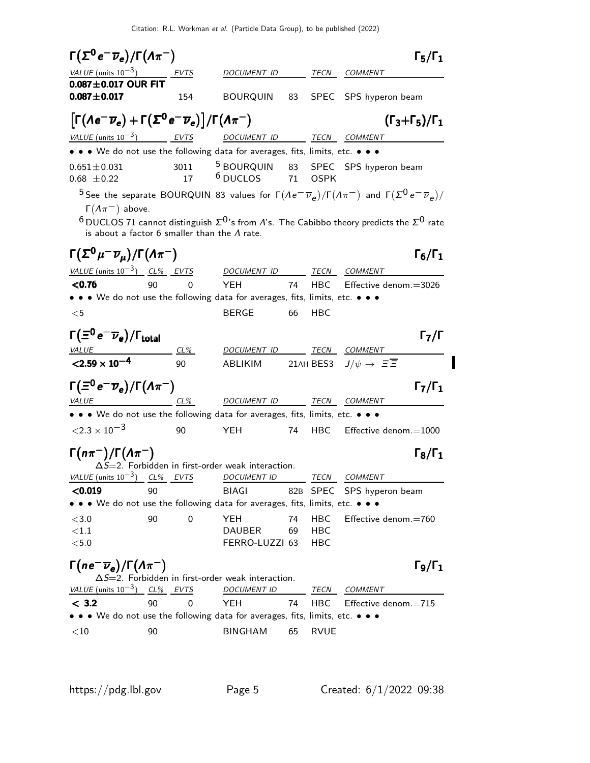## $\Gamma(\Sigma^0 e^- \overline{\nu}_e)/\Gamma(\Lambda\pi^-)$ — $\Gamma_5/\Gamma_1$

| VALUE (units $10^{-3}$) | EVTS | DOCUMENT ID | | TECN | COMMENT |
|---|---|---|---|---|---|
| **0.087±0.017 OUR FIT** | | | | | |
| **0.087±0.017** | 154 | BOURQUIN | 83 | SPEC | SPS hyperon beam |

## $\left[\Gamma(\Lambda e^- \overline{\nu}_e) + \Gamma(\Sigma^0 e^- \overline{\nu}_e)\right]/\Gamma(\Lambda\pi^-)$ — $(\Gamma_3+\Gamma_5)/\Gamma_1$

| VALUE (units $10^{-3}$) | EVTS | DOCUMENT ID | | TECN | COMMENT |
|---|---|---|---|---|---|
| • • • We do not use the following data for averages, fits, limits, etc. • • • | | | | | |
| 0.651±0.031 | 3011 | [5] BOURQUIN | 83 | SPEC | SPS hyperon beam |
| 0.68 ±0.22 | 17 | [6] DUCLOS | 71 | OSPK | |

[5] See the separate BOURQUIN 83 values for $\Gamma(\Lambda e^- \overline{\nu}_e)/\Gamma(\Lambda\pi^-)$ and $\Gamma(\Sigma^0 e^- \overline{\nu}_e)/\Gamma(\Lambda\pi^-)$ above.

[6] DUCLOS 71 cannot distinguish $\Sigma^0$'s from $\Lambda$'s. The Cabibbo theory predicts the $\Sigma^0$ rate is about a factor 6 smaller than the $\Lambda$ rate.

## $\Gamma(\Sigma^0 \mu^- \overline{\nu}_\mu)/\Gamma(\Lambda\pi^-)$ — $\Gamma_6/\Gamma_1$

| VALUE (units $10^{-3}$) | CL% | EVTS | DOCUMENT ID | | TECN | COMMENT |
|---|---|---|---|---|---|---|
| **<0.76** | 90 | 0 | YEH | 74 | HBC | Effective denom.=3026 |
| • • • We do not use the following data for averages, fits, limits, etc. • • • | | | | | | |
| <5 | | | BERGE | 66 | HBC | |

## $\Gamma(\Xi^0 e^- \overline{\nu}_e)/\Gamma_{\text{total}}$ — $\Gamma_7/\Gamma$

| VALUE | CL% | DOCUMENT ID | TECN | COMMENT |
|---|---|---|---|---|
| **$<2.59 \times 10^{-4}$** | 90 | ABLIKIM | 21AH BES3 | $J/\psi \to \Xi\overline{\Xi}$ |

## $\Gamma(\Xi^0 e^- \overline{\nu}_e)/\Gamma(\Lambda\pi^-)$ — $\Gamma_7/\Gamma_1$

| VALUE | CL% | DOCUMENT ID | | TECN | COMMENT |
|---|---|---|---|---|---|
| • • • We do not use the following data for averages, fits, limits, etc. • • • | | | | | |
| $<2.3 \times 10^{-3}$ | 90 | YEH | 74 | HBC | Effective denom.=1000 |

## $\Gamma(n\pi^-)/\Gamma(\Lambda\pi^-)$ — $\Gamma_8/\Gamma_1$

$\Delta S$=2. Forbidden in first-order weak interaction.

| VALUE (units $10^{-3}$) | CL% | EVTS | DOCUMENT ID | | TECN | COMMENT |
|---|---|---|---|---|---|---|
| **<0.019** | 90 | | BIAGI | 82B | SPEC | SPS hyperon beam |
| • • • We do not use the following data for averages, fits, limits, etc. • • • | | | | | | |
| <3.0 | 90 | 0 | YEH | 74 | HBC | Effective denom.=760 |
| <1.1 | | | DAUBER | 69 | HBC | |
| <5.0 | | | FERRO-LUZZI | 63 | HBC | |

## $\Gamma(n e^- \overline{\nu}_e)/\Gamma(\Lambda\pi^-)$ — $\Gamma_9/\Gamma_1$

$\Delta S$=2. Forbidden in first-order weak interaction.

| VALUE (units $10^{-3}$) | CL% | EVTS | DOCUMENT ID | | TECN | COMMENT |
|---|---|---|---|---|---|---|
| **< 3.2** | 90 | 0 | YEH | 74 | HBC | Effective denom.=715 |
| • • • We do not use the following data for averages, fits, limits, etc. • • • | | | | | | |
| <10 | 90 | | BINGHAM | 65 | RVUE | |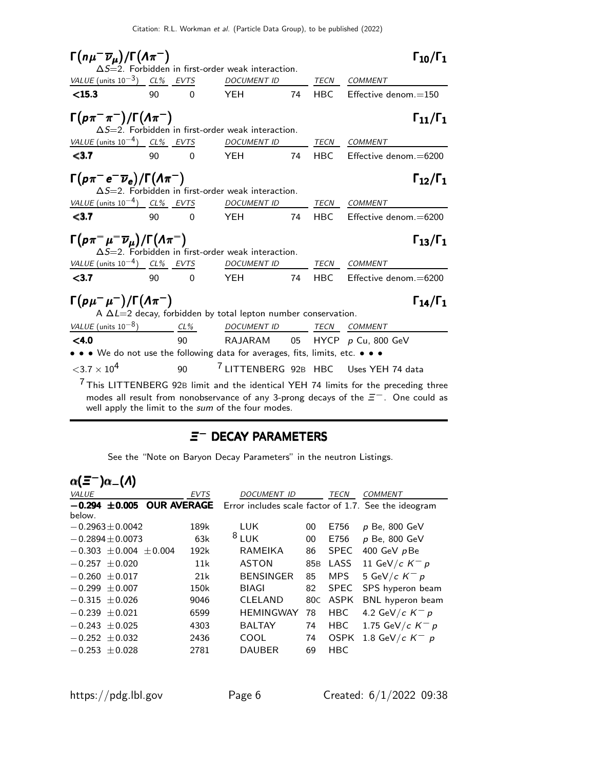### $\Gamma(n\mu^-\overline{\nu}_\mu)/\Gamma(\Lambda\pi^-)$ $\Gamma_{10}/\Gamma_1$

$\Delta S$=2. Forbidden in first-order weak interaction.

| VALUE (units $10^{-3}$) | CL% | EVTS | DOCUMENT ID | | TECN | COMMENT |
|---|---|---|---|---|---|---|
| **<15.3** | 90 | 0 | YEH | 74 | HBC | Effective denom.=150 |

### $\Gamma(p\pi^-\pi^-)/\Gamma(\Lambda\pi^-)$ $\Gamma_{11}/\Gamma_1$

$\Delta S$=2. Forbidden in first-order weak interaction.

| VALUE (units $10^{-4}$) | CL% | EVTS | DOCUMENT ID | | TECN | COMMENT |
|---|---|---|---|---|---|---|
| **<3.7** | 90 | 0 | YEH | 74 | HBC | Effective denom.=6200 |

### $\Gamma(p\pi^-e^-\overline{\nu}_e)/\Gamma(\Lambda\pi^-)$ $\Gamma_{12}/\Gamma_1$

$\Delta S$=2. Forbidden in first-order weak interaction.

| VALUE (units $10^{-4}$) | CL% | EVTS | DOCUMENT ID | | TECN | COMMENT |
|---|---|---|---|---|---|---|
| **<3.7** | 90 | 0 | YEH | 74 | HBC | Effective denom.=6200 |

### $\Gamma(p\pi^-\mu^-\overline{\nu}_\mu)/\Gamma(\Lambda\pi^-)$ $\Gamma_{13}/\Gamma_1$

$\Delta S$=2. Forbidden in first-order weak interaction.

| VALUE (units $10^{-4}$) | CL% | EVTS | DOCUMENT ID | | TECN | COMMENT |
|---|---|---|---|---|---|---|
| **<3.7** | 90 | 0 | YEH | 74 | HBC | Effective denom.=6200 |

### $\Gamma(p\mu^-\mu^-)/\Gamma(\Lambda\pi^-)$ $\Gamma_{14}/\Gamma_1$

A $\Delta L$=2 decay, forbidden by total lepton number conservation.

| VALUE (units $10^{-8}$) | CL% | DOCUMENT ID | | TECN | COMMENT |
|---|---|---|---|---|---|
| **<4.0** | 90 | RAJARAM | 05 | HYCP | $p$ Cu, 800 GeV |
| • • • We do not use the following data for averages, fits, limits, etc. • • • | | | | | |
| $<3.7 \times 10^4$ | 90 | [7] LITTENBERG | 92B | HBC | Uses YEH 74 data |

[7] This LITTENBERG 92B limit and the identical YEH 74 limits for the preceding three modes all result from nonobservance of any 3-prong decays of the $\Xi^-$. One could as well apply the limit to the *sum* of the four modes.

## $\Xi^-$ DECAY PARAMETERS

See the "Note on Baryon Decay Parameters" in the neutron Listings.

### $\alpha(\Xi^-)\alpha_-(\Lambda)$

| VALUE | EVTS | DOCUMENT ID | | TECN | COMMENT |
|---|---|---|---|---|---|
| **−0.294 ±0.005 OUR AVERAGE** below. | | Error includes scale factor of 1.7. See the ideogram | | | |
| −0.2963±0.0042 | 189k | LUK | 00 | E756 | $p$ Be, 800 GeV |
| −0.2894±0.0073 | 63k | [8] LUK | 00 | E756 | $p$ Be, 800 GeV |
| −0.303 ±0.004 ±0.004 | 192k | RAMEIKA | 86 | SPEC | 400 GeV $p$Be |
| −0.257 ±0.020 | 11k | ASTON | 85B | LASS | 11 GeV/$c$ $K^-p$ |
| −0.260 ±0.017 | 21k | BENSINGER | 85 | MPS | 5 GeV/$c$ $K^-p$ |
| −0.299 ±0.007 | 150k | BIAGI | 82 | SPEC | SPS hyperon beam |
| −0.315 ±0.026 | 9046 | CLELAND | 80C | ASPK | BNL hyperon beam |
| −0.239 ±0.021 | 6599 | HEMINGWAY | 78 | HBC | 4.2 GeV/$c$ $K^-p$ |
| −0.243 ±0.025 | 4303 | BALTAY | 74 | HBC | 1.75 GeV/$c$ $K^-p$ |
| −0.252 ±0.032 | 2436 | COOL | 74 | OSPK | 1.8 GeV/$c$ $K^-p$ |
| −0.253 ±0.028 | 2781 | DAUBER | 69 | HBC | |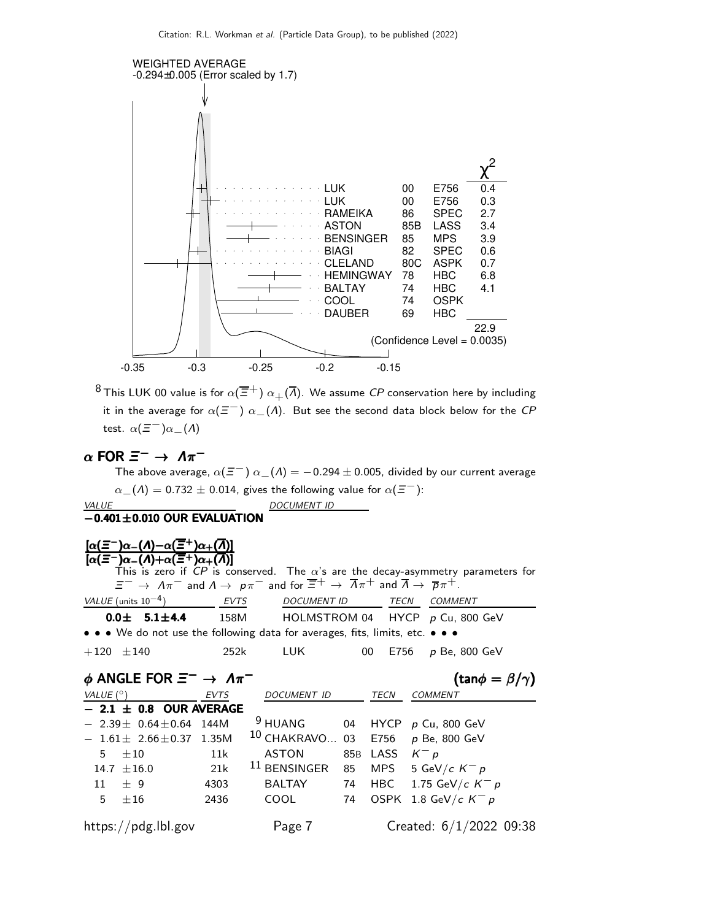WEIGHTED AVERAGE
-0.294±0.005 (Error scaled by 1.7)

| | | | $\chi^2$ |
|---|---|---|---|
| LUK | 00 | E756 | 0.4 |
| LUK | 00 | E756 | 0.3 |
| RAMEIKA | 86 | SPEC | 2.7 |
| ASTON | 85B | LASS | 3.4 |
| BENSINGER | 85 | MPS | 3.9 |
| BIAGI | 82 | SPEC | 0.6 |
| CLELAND | 80C | ASPK | 0.7 |
| HEMINGWAY | 78 | HBC | 6.8 |
| BALTAY | 74 | HBC | 4.1 |
| COOL | 74 | OSPK | |
| DAUBER | 69 | HBC | |
| | | | 22.9 |

(Confidence Level = 0.0035)

-0.35 -0.3 -0.25 -0.2 -0.15

[8] This LUK 00 value is for $\alpha(\overline{\Xi}^+)\ \alpha_+(\overline{\Lambda})$. We assume *CP* conservation here by including it in the average for $\alpha(\Xi^-)\ \alpha_-(\Lambda)$. But see the second data block below for the *CP* test. $\alpha(\Xi^-)\alpha_-(\Lambda)$

## $\alpha$ FOR $\Xi^- \rightarrow \Lambda\pi^-$

The above average, $\alpha(\Xi^-)\ \alpha_-(\Lambda) = -0.294 \pm 0.005$, divided by our current average $\alpha_-(\Lambda) = 0.732 \pm 0.014$, gives the following value for $\alpha(\Xi^-)$:

| VALUE | DOCUMENT ID |
|---|---|
| **$-$0.401±0.010 OUR EVALUATION** | |

## $\frac{[\alpha(\Xi^-)\alpha_-(\Lambda) - \alpha(\overline{\Xi}^+)\alpha_+(\overline{\Lambda})]}{[\alpha(\Xi^-)\alpha_-(\Lambda) + \alpha(\overline{\Xi}^+)\alpha_+(\overline{\Lambda})]}$

This is zero if *CP* is conserved. The $\alpha$'s are the decay-asymmetry parameters for $\Xi^- \rightarrow \Lambda\pi^-$ and $\Lambda \rightarrow p\pi^-$ and for $\overline{\Xi}^+ \rightarrow \overline{\Lambda}\pi^+$ and $\overline{\Lambda} \rightarrow \overline{p}\pi^+$.

| VALUE (units $10^{-4}$) | EVTS | DOCUMENT ID | | TECN | COMMENT |
|---|---|---|---|---|---|
| **0.0± 5.1±4.4** | 158M | HOLMSTROM | 04 | HYCP | $p$ Cu, 800 GeV |
| • • • We do not use the following data for averages, fits, limits, etc. • • • | | | | | |
| +120 ±140 | 252k | LUK | 00 | E756 | $p$ Be, 800 GeV |

## $\phi$ ANGLE FOR $\Xi^- \rightarrow \Lambda\pi^-$ $(\tan\phi = \beta/\gamma)$

| VALUE (°) | EVTS | DOCUMENT ID | | TECN | COMMENT |
|---|---|---|---|---|---|
| **$-$ 2.1 ± 0.8 OUR AVERAGE** | | | | | |
| $-$ 2.39± 0.64±0.64 | 144M | [9] HUANG | 04 | HYCP | $p$ Cu, 800 GeV |
| $-$ 1.61± 2.66±0.37 | 1.35M | [10] CHAKRAVO... | 03 | E756 | $p$ Be, 800 GeV |
| 5 ±10 | 11k | ASTON | 85B | LASS | $K^- p$ |
| 14.7 ±16.0 | 21k | [11] BENSINGER | 85 | MPS | 5 GeV/$c$ $K^- p$ |
| 11 ± 9 | 4303 | BALTAY | 74 | HBC | 1.75 GeV/$c$ $K^- p$ |
| 5 ±16 | 2436 | COOL | 74 | OSPK | 1.8 GeV/$c$ $K^- p$ |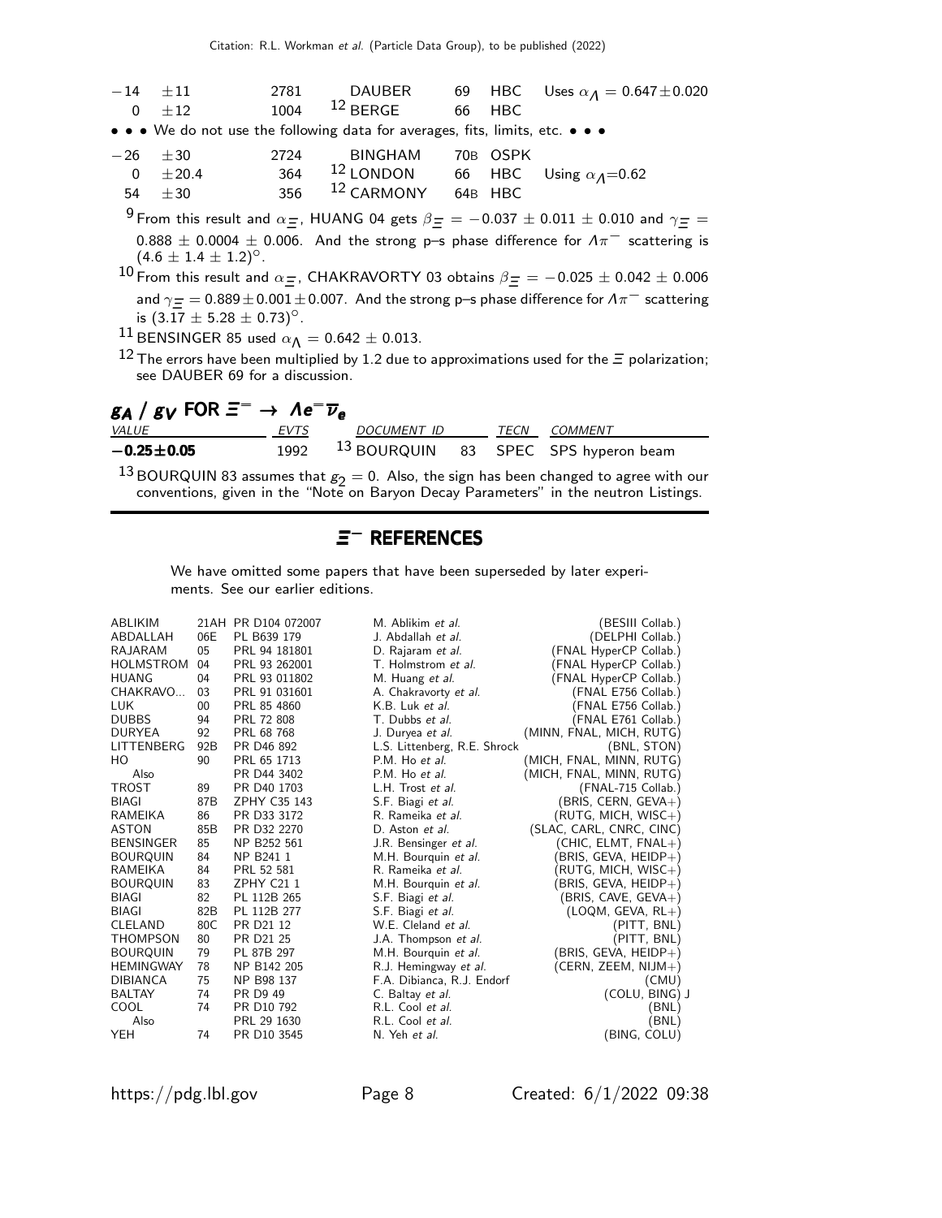| | | | | | | |
|---|---|---|---|---|---|---|
| −14 | ±11 | 2781 | DAUBER | 69 | HBC | Uses $\alpha_\Lambda = 0.647 \pm 0.020$ |
| 0 | ±12 | 1004 | [12] BERGE | 66 | HBC | |

• • • We do not use the following data for averages, fits, limits, etc. • • •

| | | | | | | |
|---|---|---|---|---|---|---|
| −26 | ±30 | 2724 | BINGHAM | 70B | OSPK | |
| 0 | ±20.4 | 364 | [12] LONDON | 66 | HBC | Using $\alpha_\Lambda$=0.62 |
| 54 | ±30 | 356 | [12] CARMONY | 64B | HBC | |

[9] From this result and $\alpha_\Xi$, HUANG 04 gets $\beta_\Xi = -0.037 \pm 0.011 \pm 0.010$ and $\gamma_\Xi = 0.888 \pm 0.0004 \pm 0.006$. And the strong p–s phase difference for $\Lambda\pi^-$ scattering is $(4.6 \pm 1.4 \pm 1.2)^\circ$.

[10] From this result and $\alpha_\Xi$, CHAKRAVORTY 03 obtains $\beta_\Xi = -0.025 \pm 0.042 \pm 0.006$ and $\gamma_\Xi = 0.889 \pm 0.001 \pm 0.007$. And the strong p–s phase difference for $\Lambda\pi^-$ scattering is $(3.17 \pm 5.28 \pm 0.73)^\circ$.

[11] BENSINGER 85 used $\alpha_\Lambda = 0.642 \pm 0.013$.

[12] The errors have been multiplied by 1.2 due to approximations used for the $\Xi$ polarization; see DAUBER 69 for a discussion.

## $g_A$ / $g_V$ FOR $\Xi^- \to \Lambda e^- \overline{\nu}_e$

| VALUE | EVTS | DOCUMENT ID | | TECN | COMMENT |
|---|---|---|---|---|---|
| **−0.25±0.05** | 1992 | [13] BOURQUIN | 83 | SPEC | SPS hyperon beam |

[13] BOURQUIN 83 assumes that $g_2 = 0$. Also, the sign has been changed to agree with our conventions, given in the "Note on Baryon Decay Parameters" in the neutron Listings.

## $\Xi^-$ REFERENCES

We have omitted some papers that have been superseded by later experiments. See our earlier editions.

| | | | | |
|---|---|---|---|---|
| ABLIKIM | 21AH | PR D104 072007 | M. Ablikim *et al.* | (BESIII Collab.) |
| ABDALLAH | 06E | PL B639 179 | J. Abdallah *et al.* | (DELPHI Collab.) |
| RAJARAM | 05 | PRL 94 181801 | D. Rajaram *et al.* | (FNAL HyperCP Collab.) |
| HOLMSTROM | 04 | PRL 93 262001 | T. Holmstrom *et al.* | (FNAL HyperCP Collab.) |
| HUANG | 04 | PRL 93 011802 | M. Huang *et al.* | (FNAL HyperCP Collab.) |
| CHAKRAVO... | 03 | PRL 91 031601 | A. Chakravorty *et al.* | (FNAL E756 Collab.) |
| LUK | 00 | PRL 85 4860 | K.B. Luk *et al.* | (FNAL E756 Collab.) |
| DUBBS | 94 | PRL 72 808 | T. Dubbs *et al.* | (FNAL E761 Collab.) |
| DURYEA | 92 | PRL 68 768 | J. Duryea *et al.* | (MINN, FNAL, MICH, RUTG) |
| LITTENBERG | 92B | PR D46 892 | L.S. Littenberg, R.E. Shrock | (BNL, STON) |
| HO | 90 | PRL 65 1713 | P.M. Ho *et al.* | (MICH, FNAL, MINN, RUTG) |
| Also | | PR D44 3402 | P.M. Ho *et al.* | (MICH, FNAL, MINN, RUTG) |
| TROST | 89 | PR D40 1703 | L.H. Trost *et al.* | (FNAL-715 Collab.) |
| BIAGI | 87B | ZPHY C35 143 | S.F. Biagi *et al.* | (BRIS, CERN, GEVA+) |
| RAMEIKA | 86 | PR D33 3172 | R. Rameika *et al.* | (RUTG, MICH, WISC+) |
| ASTON | 85B | PR D32 2270 | D. Aston *et al.* | (SLAC, CARL, CNRC, CINC) |
| BENSINGER | 85 | NP B252 561 | J.R. Bensinger *et al.* | (CHIC, ELMT, FNAL+) |
| BOURQUIN | 84 | NP B241 1 | M.H. Bourquin *et al.* | (BRIS, GEVA, HEIDP+) |
| RAMEIKA | 84 | PRL 52 581 | R. Rameika *et al.* | (RUTG, MICH, WISC+) |
| BOURQUIN | 83 | ZPHY C21 1 | M.H. Bourquin *et al.* | (BRIS, GEVA, HEIDP+) |
| BIAGI | 82 | PL 112B 265 | S.F. Biagi *et al.* | (BRIS, CAVE, GEVA+) |
| BIAGI | 82B | PL 112B 277 | S.F. Biagi *et al.* | (LOQM, GEVA, RL+) |
| CLELAND | 80C | PR D21 12 | W.E. Cleland *et al.* | (PITT, BNL) |
| THOMPSON | 80 | PR D21 25 | J.A. Thompson *et al.* | (PITT, BNL) |
| BOURQUIN | 79 | PL 87B 297 | M.H. Bourquin *et al.* | (BRIS, GEVA, HEIDP+) |
| HEMINGWAY | 78 | NP B142 205 | R.J. Hemingway *et al.* | (CERN, ZEEM, NIJM+) |
| DIBIANCA | 75 | NP B98 137 | F.A. Dibianca, R.J. Endorf | (CMU) |
| BALTAY | 74 | PR D9 49 | C. Baltay *et al.* | (COLU, BING) J |
| COOL | 74 | PR D10 792 | R.L. Cool *et al.* | (BNL) |
| Also | | PRL 29 1630 | R.L. Cool *et al.* | (BNL) |
| YEH | 74 | PR D10 3545 | N. Yeh *et al.* | (BING, COLU) |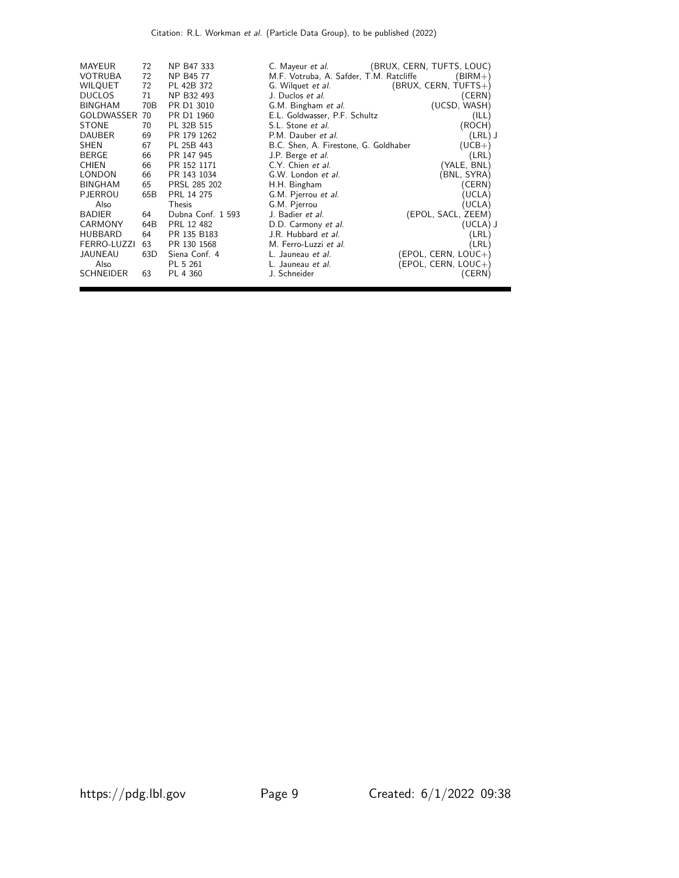| | | | | |
|---|---|---|---|---|
| MAYEUR | 72 | NP B47 333 | C. Mayeur *et al.* | (BRUX, CERN, TUFTS, LOUC) |
| VOTRUBA | 72 | NP B45 77 | M.F. Votruba, A. Safder, T.M. Ratcliffe | (BIRM+) |
| WILQUET | 72 | PL 42B 372 | G. Wilquet *et al.* | (BRUX, CERN, TUFTS+) |
| DUCLOS | 71 | NP B32 493 | J. Duclos *et al.* | (CERN) |
| BINGHAM | 70B | PR D1 3010 | G.M. Bingham *et al.* | (UCSD, WASH) |
| GOLDWASSER | 70 | PR D1 1960 | E.L. Goldwasser, P.F. Schultz | (ILL) |
| STONE | 70 | PL 32B 515 | S.L. Stone *et al.* | (ROCH) |
| DAUBER | 69 | PR 179 1262 | P.M. Dauber *et al.* | (LRL) J |
| SHEN | 67 | PL 25B 443 | B.C. Shen, A. Firestone, G. Goldhaber | (UCB+) |
| BERGE | 66 | PR 147 945 | J.P. Berge *et al.* | (LRL) |
| CHIEN | 66 | PR 152 1171 | C.Y. Chien *et al.* | (YALE, BNL) |
| LONDON | 66 | PR 143 1034 | G.W. London *et al.* | (BNL, SYRA) |
| BINGHAM | 65 | PRSL 285 202 | H.H. Bingham | (CERN) |
| PJERROU | 65B | PRL 14 275 | G.M. Pjerrou *et al.* | (UCLA) |
| Also | | Thesis | G.M. Pjerrou | (UCLA) |
| BADIER | 64 | Dubna Conf. 1 593 | J. Badier *et al.* | (EPOL, SACL, ZEEM) |
| CARMONY | 64B | PRL 12 482 | D.D. Carmony *et al.* | (UCLA) J |
| HUBBARD | 64 | PR 135 B183 | J.R. Hubbard *et al.* | (LRL) |
| FERRO-LUZZI | 63 | PR 130 1568 | M. Ferro-Luzzi *et al.* | (LRL) |
| JAUNEAU | 63D | Siena Conf. 4 | L. Jauneau *et al.* | (EPOL, CERN, LOUC+) |
| Also | | PL 5 261 | L. Jauneau *et al.* | (EPOL, CERN, LOUC+) |
| SCHNEIDER | 63 | PL 4 360 | J. Schneider | (CERN) |